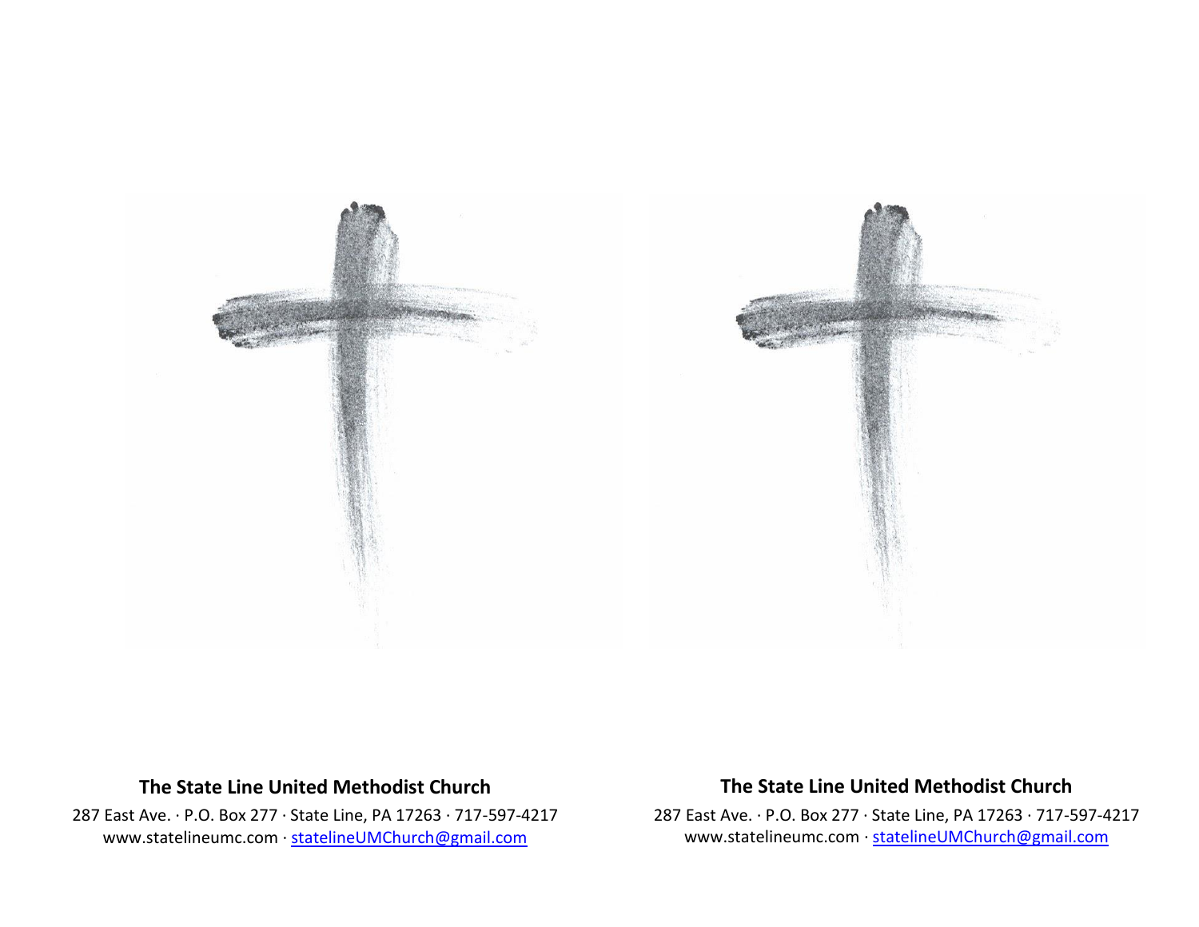**The State Line United Methodist Church**

287 East Ave. · P.O. Box 277 · State Line, PA 17263 · 717-597-4217

www.statelineumc.com · statelineUMChurch@gmail.com

**The State Line United Methodist Church**

287 East Ave. · P.O. Box 277 · State Line, PA 17263 · 717-597-4217

www.statelineumc.com · statelineUMChurch@gmail.com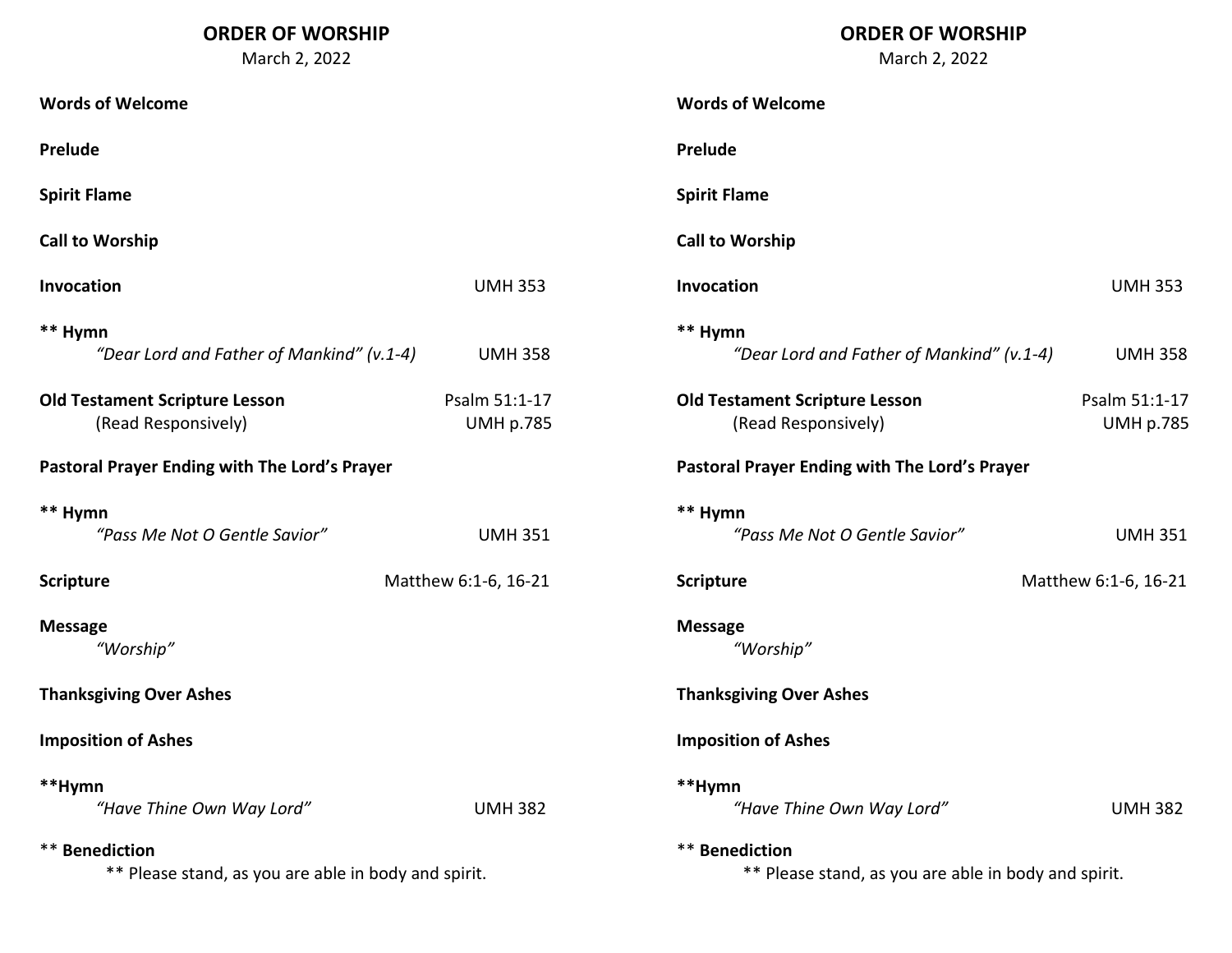# ORDER OF WORSHIP

March 2, 2022

**Words of Welcome**

**Prelude**

**Spirit Flame**

**Call to Worship**

**Invocation** UMH 353

**** Hymn**
*"Dear Lord and Father of Mankind" (v.1-4)* UMH 358

**Old Testament Scripture Lesson** Psalm 51:1-17
(Read Responsively) UMH p.785

**Pastoral Prayer Ending with The Lord's Prayer**

**** Hymn**
*"Pass Me Not O Gentle Savior"* UMH 351

**Scripture** Matthew 6:1-6, 16-21

**Message**
*"Worship"*

**Thanksgiving Over Ashes**

**Imposition of Ashes**

****Hymn**
*"Have Thine Own Way Lord"* UMH 382

** **Benediction**
** Please stand, as you are able in body and spirit.

# ORDER OF WORSHIP

March 2, 2022

**Words of Welcome**

**Prelude**

**Spirit Flame**

**Call to Worship**

**Invocation** UMH 353

**** Hymn**
*"Dear Lord and Father of Mankind" (v.1-4)* UMH 358

**Old Testament Scripture Lesson** Psalm 51:1-17
(Read Responsively) UMH p.785

**Pastoral Prayer Ending with The Lord's Prayer**

**** Hymn**
*"Pass Me Not O Gentle Savior"* UMH 351

**Scripture** Matthew 6:1-6, 16-21

**Message**
*"Worship"*

**Thanksgiving Over Ashes**

**Imposition of Ashes**

****Hymn**
*"Have Thine Own Way Lord"* UMH 382

** **Benediction**
** Please stand, as you are able in body and spirit.